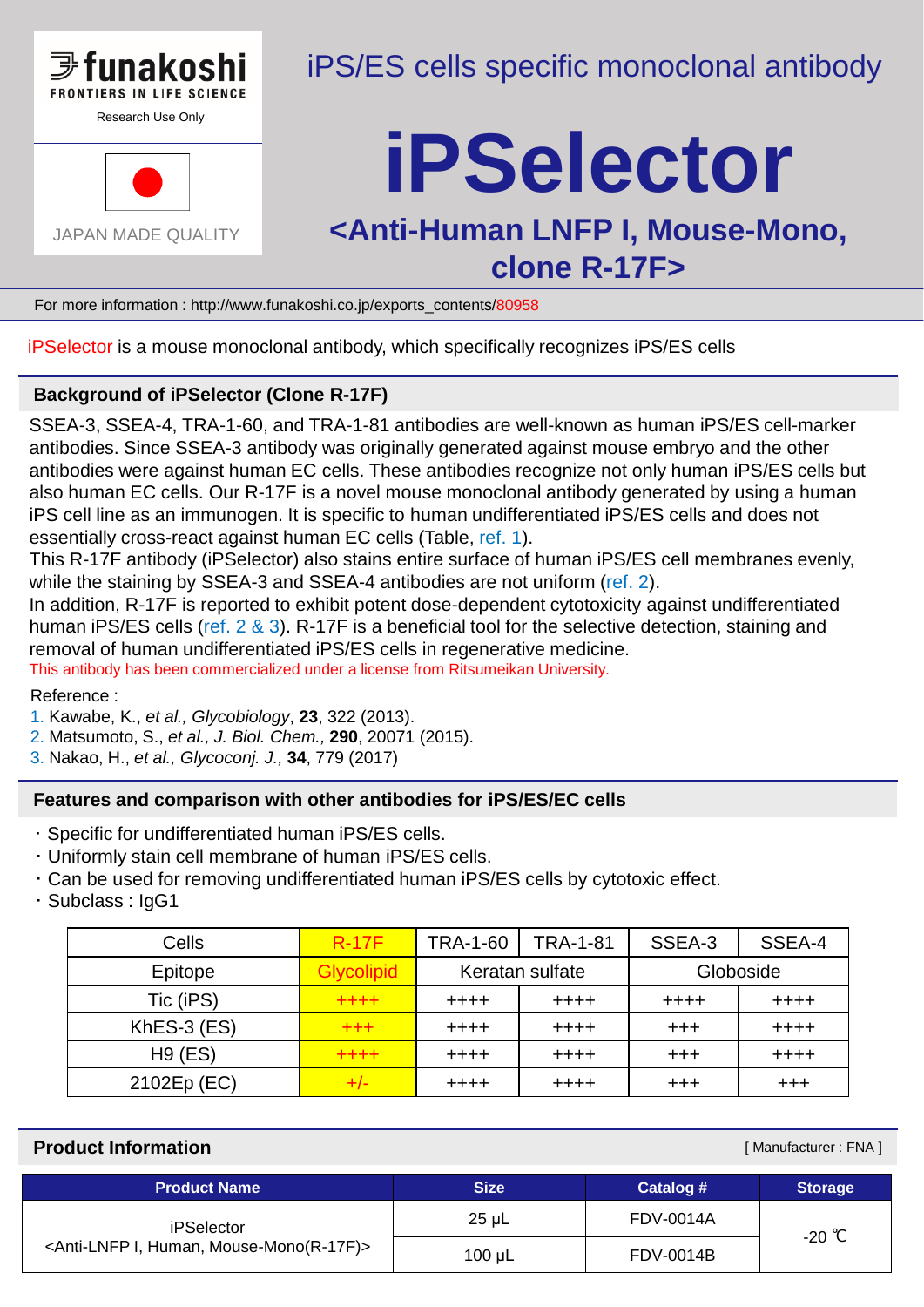funakoshi
FRONTIERS IN LIFE SCIENCE
Research Use Only

JAPAN MADE QUALITY

iPS/ES cells specific monoclonal antibody

# iPSelector

## <Anti-Human LNFP I, Mouse-Mono, clone R-17F>

For more information : http://www.funakoshi.co.jp/exports_contents/80958

iPSelector is a mouse monoclonal antibody, which specifically recognizes iPS/ES cells

### Background of iPSelector (Clone R-17F)

SSEA-3, SSEA-4, TRA-1-60, and TRA-1-81 antibodies are well-known as human iPS/ES cell-marker antibodies. Since SSEA-3 antibody was originally generated against mouse embryo and the other antibodies were against human EC cells. These antibodies recognize not only human iPS/ES cells but also human EC cells. Our R-17F is a novel mouse monoclonal antibody generated by using a human iPS cell line as an immunogen. It is specific to human undifferentiated iPS/ES cells and does not essentially cross-react against human EC cells (Table, ref. 1).
This R-17F antibody (iPSelector) also stains entire surface of human iPS/ES cell membranes evenly, while the staining by SSEA-3 and SSEA-4 antibodies are not uniform (ref. 2).
In addition, R-17F is reported to exhibit potent dose-dependent cytotoxicity against undifferentiated human iPS/ES cells (ref. 2 & 3). R-17F is a beneficial tool for the selective detection, staining and removal of human undifferentiated iPS/ES cells in regenerative medicine.
This antibody has been commercialized under a license from Ritsumeikan University.

Reference :
1. Kawabe, K., *et al., Glycobiology*, **23**, 322 (2013).
2. Matsumoto, S., *et al., J. Biol. Chem.,* **290**, 20071 (2015).
3. Nakao, H., *et al., Glycoconj. J.,* **34**, 779 (2017)

### Features and comparison with other antibodies for iPS/ES/EC cells

- Specific for undifferentiated human iPS/ES cells.
- Uniformly stain cell membrane of human iPS/ES cells.
- Can be used for removing undifferentiated human iPS/ES cells by cytotoxic effect.
- Subclass : IgG1

| Cells | R-17F | TRA-1-60 | TRA-1-81 | SSEA-3 | SSEA-4 |
|---|---|---|---|---|---|
| Epitope | Glycolipid | Keratan sulfate | | Globoside | |
| Tic (iPS) | ++++ | ++++ | ++++ | ++++ | ++++ |
| KhES-3 (ES) | +++ | ++++ | ++++ | +++ | ++++ |
| H9 (ES) | ++++ | ++++ | ++++ | +++ | ++++ |
| 2102Ep (EC) | +/- | ++++ | ++++ | +++ | +++ |

### Product Information

[ Manufacturer : FNA ]

| Product Name | Size | Catalog # | Storage |
|---|---|---|---|
| iPSelector <Anti-LNFP I, Human, Mouse-Mono(R-17F)> | 25 µL | FDV-0014A | -20 ℃ |
| | 100 µL | FDV-0014B | |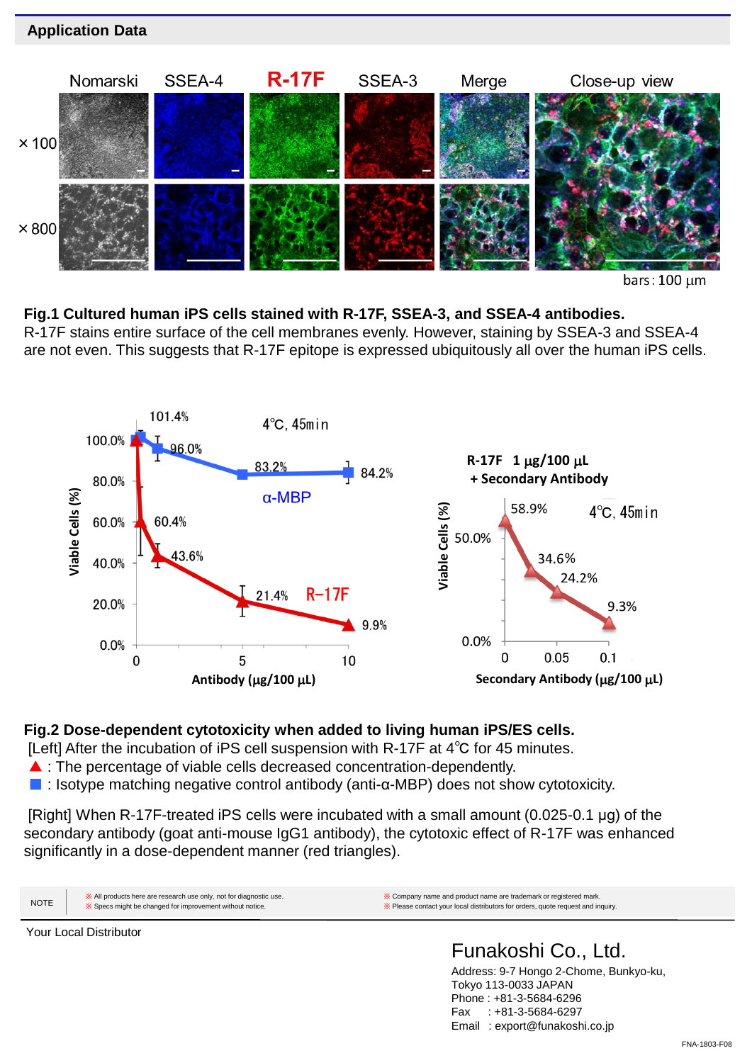## Application Data

Nomarski SSEA-4 R-17F SSEA-3 Merge Close-up view

× 100

× 800

bars : 100 μm

**Fig.1 Cultured human iPS cells stained with R-17F, SSEA-3, and SSEA-4 antibodies.**
R-17F stains entire surface of the cell membranes evenly. However, staining by SSEA-3 and SSEA-4 are not even. This suggests that R-17F epitope is expressed ubiquitously all over the human iPS cells.

4℃, 45min

101.4%
96.0%
83.2%
84.2%
α-MBP
60.4%
43.6%
21.4%
R-17F
9.9%

Viable Cells (%)

100.0%
80.0%
60.0%
40.0%
20.0%
0.0%

0
5
10

Antibody (μg/100 μL)

R-17F 1 μg/100 μL
+ Secondary Antibody

4℃, 45min

58.9%
34.6%
24.2%
9.3%

Viable Cells (%)

50.0%
0.0%

0
0.05
0.1

Secondary Antibody (μg/100 μL)

**Fig.2 Dose-dependent cytotoxicity when added to living human iPS/ES cells.**
[Left] After the incubation of iPS cell suspension with R-17F at 4℃ for 45 minutes.
▲ : The percentage of viable cells decreased concentration-dependently.
■ : Isotype matching negative control antibody (anti-α-MBP) does not show cytotoxicity.

[Right] When R-17F-treated iPS cells were incubated with a small amount (0.025-0.1 μg) of the secondary antibody (goat anti-mouse IgG1 antibody), the cytotoxic effect of R-17F was enhanced significantly in a dose-dependent manner (red triangles).

| NOTE | ※ All products here are research use only, not for diagnostic use.<br>※ Specs might be changed for improvement without notice. | ※ Company name and product name are trademark or registered mark.<br>※ Please contact your local distributors for orders, quote request and inquiry. |
|---|---|---|

Your Local Distributor

**Funakoshi Co., Ltd.**
Address: 9-7 Hongo 2-Chome, Bunkyo-ku,
Tokyo 113-0033 JAPAN
Phone : +81-3-5684-6296
Fax : +81-3-5684-6297
Email : export@funakoshi.co.jp

FNA-1803-F08